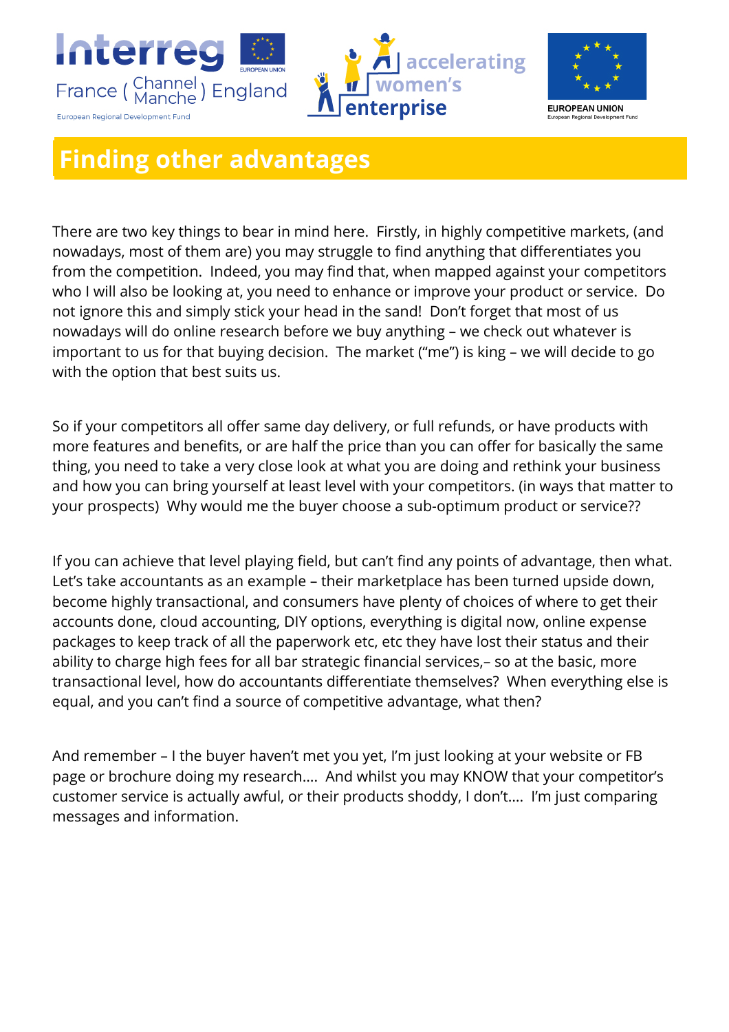# Finding other advantages

There are two key things to bear in mind here. Firstly, in highly competitive markets, (and nowadays, most of them are) you may struggle to find anything that differentiates you from the competition. Indeed, you may find that, when mapped against your competitors who I will also be looking at, you need to enhance or improve your product or service. Do not ignore this and simply stick your head in the sand! Don't forget that most of us nowadays will do online research before we buy anything – we check out whatever is important to us for that buying decision. The market ("me") is king – we will decide to go with the option that best suits us.

So if your competitors all offer same day delivery, or full refunds, or have products with more features and benefits, or are half the price than you can offer for basically the same thing, you need to take a very close look at what you are doing and rethink your business and how you can bring yourself at least level with your competitors. (in ways that matter to your prospects) Why would me the buyer choose a sub-optimum product or service??

If you can achieve that level playing field, but can't find any points of advantage, then what. Let's take accountants as an example – their marketplace has been turned upside down, become highly transactional, and consumers have plenty of choices of where to get their accounts done, cloud accounting, DIY options, everything is digital now, online expense packages to keep track of all the paperwork etc, etc they have lost their status and their ability to charge high fees for all bar strategic financial services,– so at the basic, more transactional level, how do accountants differentiate themselves? When everything else is equal, and you can't find a source of competitive advantage, what then?

And remember – I the buyer haven't met you yet, I'm just looking at your website or FB page or brochure doing my research…. And whilst you may KNOW that your competitor's customer service is actually awful, or their products shoddy, I don't…. I'm just comparing messages and information.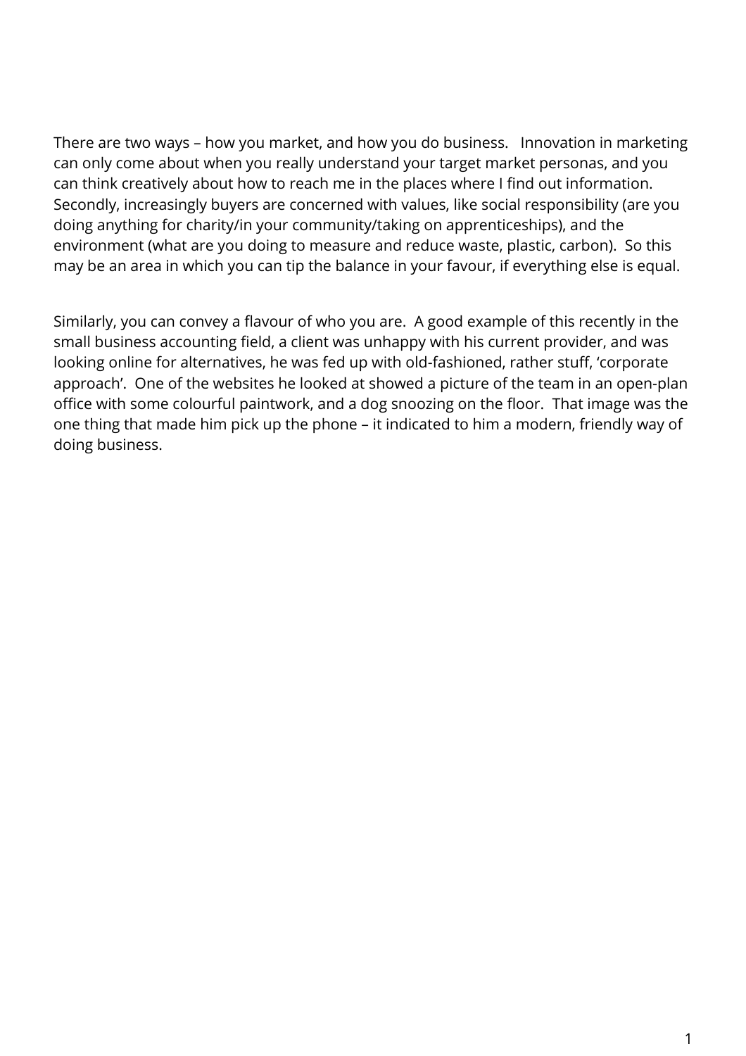There are two ways – how you market, and how you do business. Innovation in marketing can only come about when you really understand your target market personas, and you can think creatively about how to reach me in the places where I find out information. Secondly, increasingly buyers are concerned with values, like social responsibility (are you doing anything for charity/in your community/taking on apprenticeships), and the environment (what are you doing to measure and reduce waste, plastic, carbon). So this may be an area in which you can tip the balance in your favour, if everything else is equal.

Similarly, you can convey a flavour of who you are. A good example of this recently in the small business accounting field, a client was unhappy with his current provider, and was looking online for alternatives, he was fed up with old-fashioned, rather stuff, 'corporate approach'. One of the websites he looked at showed a picture of the team in an open-plan office with some colourful paintwork, and a dog snoozing on the floor. That image was the one thing that made him pick up the phone – it indicated to him a modern, friendly way of doing business.